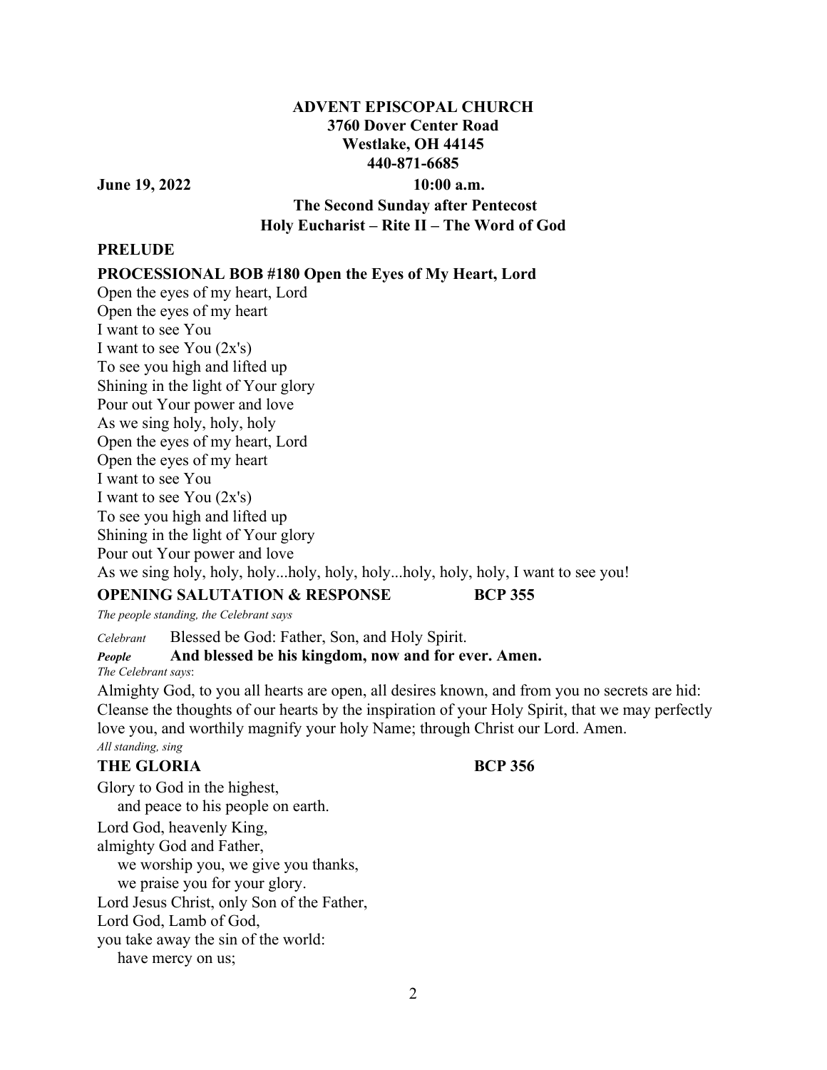**ADVENT EPISCOPAL CHURCH**
**3760 Dover Center Road**
**Westlake, OH 44145**
**440-871-6685**

**June 19, 2022** **10:00 a.m.**

**The Second Sunday after Pentecost**
**Holy Eucharist – Rite II – The Word of God**

**PRELUDE**

**PROCESSIONAL BOB #180 Open the Eyes of My Heart, Lord**

Open the eyes of my heart, Lord
Open the eyes of my heart
I want to see You
I want to see You (2x's)
To see you high and lifted up
Shining in the light of Your glory
Pour out Your power and love
As we sing holy, holy, holy
Open the eyes of my heart, Lord
Open the eyes of my heart
I want to see You
I want to see You (2x's)
To see you high and lifted up
Shining in the light of Your glory
Pour out Your power and love
As we sing holy, holy, holy...holy, holy, holy...holy, holy, holy, I want to see you!

**OPENING SALUTATION & RESPONSE** **BCP 355**

*The people standing, the Celebrant says*

*Celebrant* Blessed be God: Father, Son, and Holy Spirit.
***People*** **And blessed be his kingdom, now and for ever. Amen.**

*The Celebrant says*:

Almighty God, to you all hearts are open, all desires known, and from you no secrets are hid: Cleanse the thoughts of our hearts by the inspiration of your Holy Spirit, that we may perfectly love you, and worthily magnify your holy Name; through Christ our Lord. Amen.

*All standing, sing*

**THE GLORIA** **BCP 356**

Glory to God in the highest,
  and peace to his people on earth.
Lord God, heavenly King,
almighty God and Father,
  we worship you, we give you thanks,
  we praise you for your glory.
Lord Jesus Christ, only Son of the Father,
Lord God, Lamb of God,
you take away the sin of the world:
  have mercy on us;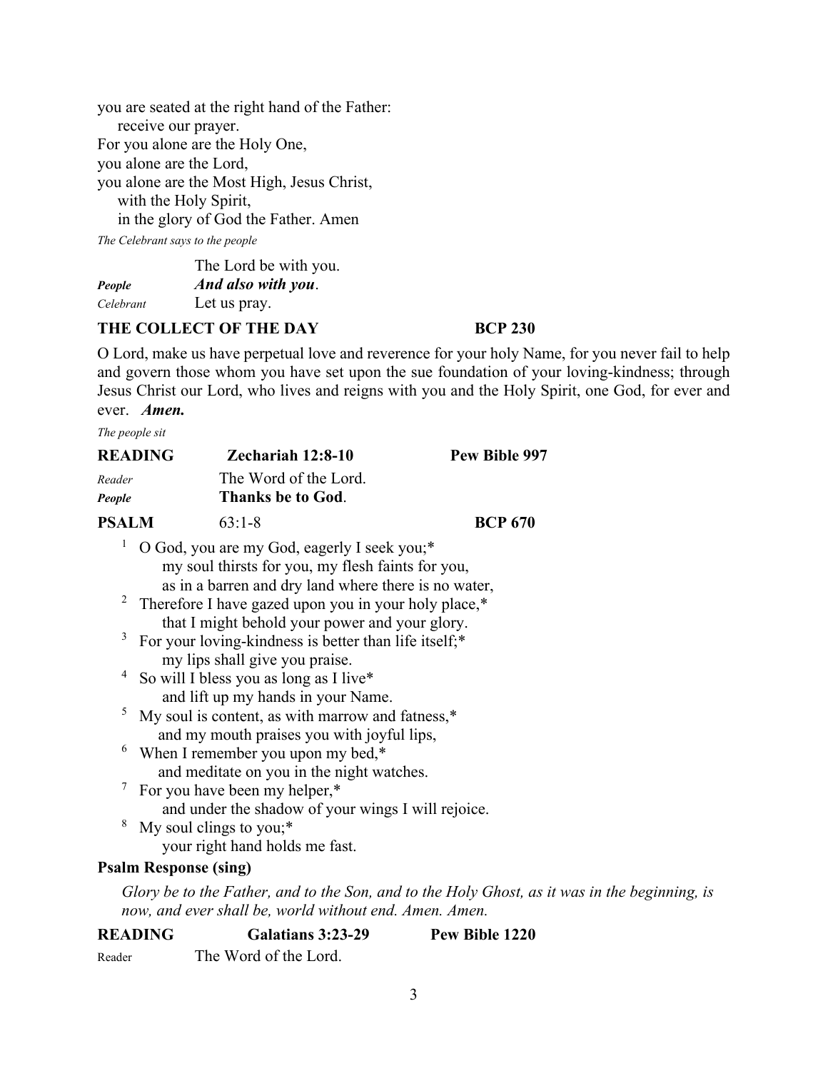you are seated at the right hand of the Father:
  receive our prayer.
For you alone are the Holy One,
you alone are the Lord,
you alone are the Most High, Jesus Christ,
  with the Holy Spirit,
  in the glory of God the Father. Amen

*The Celebrant says to the people*

The Lord be with you.
*People* ***And also with you*****.**
*Celebrant* Let us pray.

**THE COLLECT OF THE DAY** **BCP 230**

O Lord, make us have perpetual love and reverence for your holy Name, for you never fail to help and govern those whom you have set upon the sue foundation of your loving-kindness; through Jesus Christ our Lord, who lives and reigns with you and the Holy Spirit, one God, for ever and ever. ***Amen.***

*The people sit*

**READING** **Zechariah 12:8-10** **Pew Bible 997**

*Reader* The Word of the Lord.
***People*** **Thanks be to God**.

**PSALM** 63:1-8 **BCP 670**

1 O God, you are my God, eagerly I seek you;*
  my soul thirsts for you, my flesh faints for you,
  as in a barren and dry land where there is no water,
2 Therefore I have gazed upon you in your holy place,*
  that I might behold your power and your glory.
3 For your loving-kindness is better than life itself;*
  my lips shall give you praise.
4 So will I bless you as long as I live*
  and lift up my hands in your Name.
5 My soul is content, as with marrow and fatness,*
  and my mouth praises you with joyful lips,
6 When I remember you upon my bed,*
  and meditate on you in the night watches.
7 For you have been my helper,*
  and under the shadow of your wings I will rejoice.
8 My soul clings to you;*
  your right hand holds me fast.

**Psalm Response (sing)**

*Glory be to the Father, and to the Son, and to the Holy Ghost, as it was in the beginning, is now, and ever shall be, world without end. Amen. Amen.*

**READING** **Galatians 3:23-29** **Pew Bible 1220**

Reader The Word of the Lord.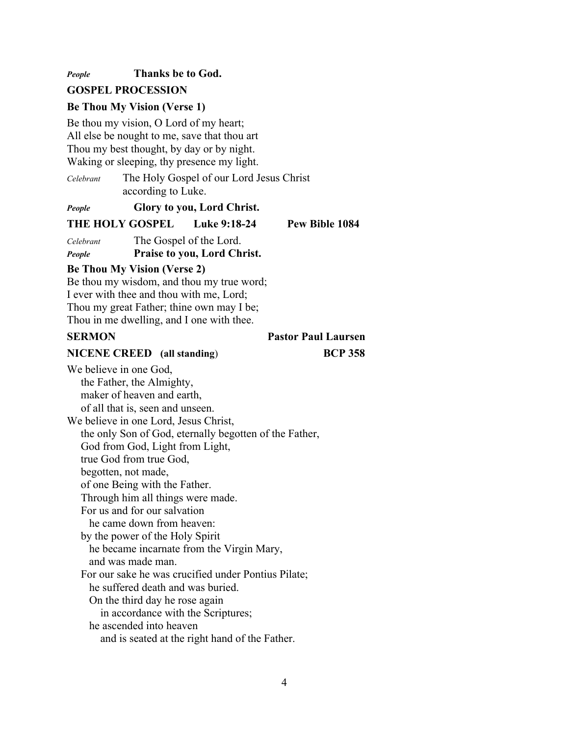*People* **Thanks be to God.**

**GOSPEL PROCESSION**

**Be Thou My Vision (Verse 1)**

Be thou my vision, O Lord of my heart;
All else be nought to me, save that thou art
Thou my best thought, by day or by night.
Waking or sleeping, thy presence my light.

*Celebrant* The Holy Gospel of our Lord Jesus Christ according to Luke.

*People* **Glory to you, Lord Christ.**

**THE HOLY GOSPEL Luke 9:18-24 Pew Bible 1084**

*Celebrant* The Gospel of the Lord.
*People* **Praise to you, Lord Christ.**

**Be Thou My Vision (Verse 2)**
Be thou my wisdom, and thou my true word;
I ever with thee and thou with me, Lord;
Thou my great Father; thine own may I be;
Thou in me dwelling, and I one with thee.

**SERMON Pastor Paul Laursen**

**NICENE CREED (all standing) BCP 358**

We believe in one God,
 the Father, the Almighty,
 maker of heaven and earth,
 of all that is, seen and unseen.
We believe in one Lord, Jesus Christ,
 the only Son of God, eternally begotten of the Father,
 God from God, Light from Light,
 true God from true God,
 begotten, not made,
 of one Being with the Father.
 Through him all things were made.
 For us and for our salvation
  he came down from heaven:
 by the power of the Holy Spirit
  he became incarnate from the Virgin Mary,
  and was made man.
 For our sake he was crucified under Pontius Pilate;
  he suffered death and was buried.
  On the third day he rose again
   in accordance with the Scriptures;
  he ascended into heaven
   and is seated at the right hand of the Father.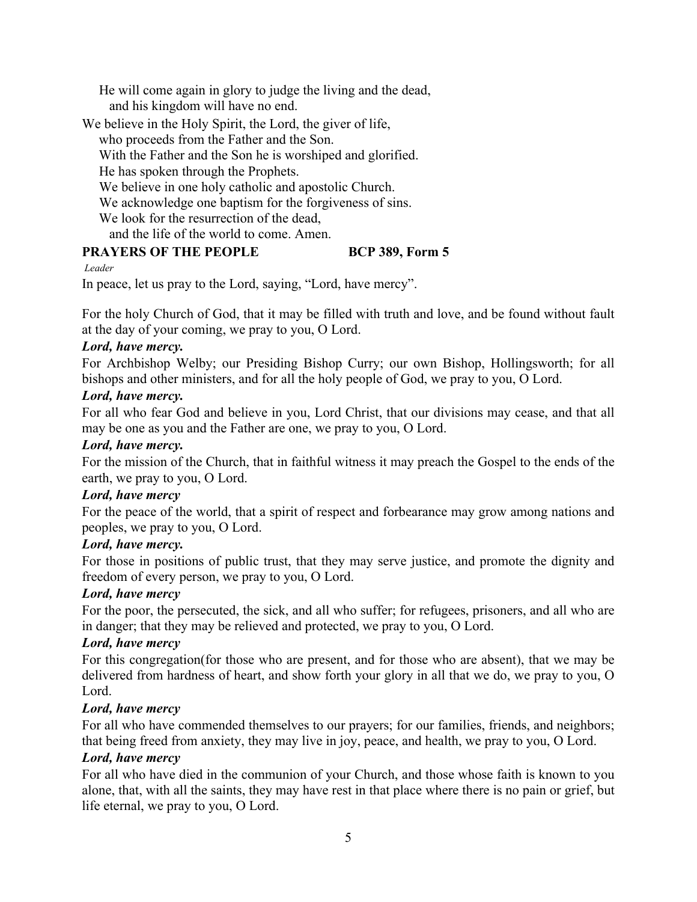He will come again in glory to judge the living and the dead,
and his kingdom will have no end.

We believe in the Holy Spirit, the Lord, the giver of life,
who proceeds from the Father and the Son.
With the Father and the Son he is worshiped and glorified.
He has spoken through the Prophets.
We believe in one holy catholic and apostolic Church.
We acknowledge one baptism for the forgiveness of sins.
We look for the resurrection of the dead,
and the life of the world to come. Amen.

**PRAYERS OF THE PEOPLE BCP 389, Form 5**

*Leader*

In peace, let us pray to the Lord, saying, "Lord, have mercy".

For the holy Church of God, that it may be filled with truth and love, and be found without fault at the day of your coming, we pray to you, O Lord.

***Lord, have mercy.***

For Archbishop Welby; our Presiding Bishop Curry; our own Bishop, Hollingsworth; for all bishops and other ministers, and for all the holy people of God, we pray to you, O Lord.

***Lord, have mercy.***

For all who fear God and believe in you, Lord Christ, that our divisions may cease, and that all may be one as you and the Father are one, we pray to you, O Lord.

***Lord, have mercy.***

For the mission of the Church, that in faithful witness it may preach the Gospel to the ends of the earth, we pray to you, O Lord.

***Lord, have mercy***

For the peace of the world, that a spirit of respect and forbearance may grow among nations and peoples, we pray to you, O Lord.

***Lord, have mercy.***

For those in positions of public trust, that they may serve justice, and promote the dignity and freedom of every person, we pray to you, O Lord.

***Lord, have mercy***

For the poor, the persecuted, the sick, and all who suffer; for refugees, prisoners, and all who are in danger; that they may be relieved and protected, we pray to you, O Lord.

***Lord, have mercy***

For this congregation(for those who are present, and for those who are absent), that we may be delivered from hardness of heart, and show forth your glory in all that we do, we pray to you, O Lord.

***Lord, have mercy***

For all who have commended themselves to our prayers; for our families, friends, and neighbors; that being freed from anxiety, they may live in joy, peace, and health, we pray to you, O Lord.

***Lord, have mercy***

For all who have died in the communion of your Church, and those whose faith is known to you alone, that, with all the saints, they may have rest in that place where there is no pain or grief, but life eternal, we pray to you, O Lord.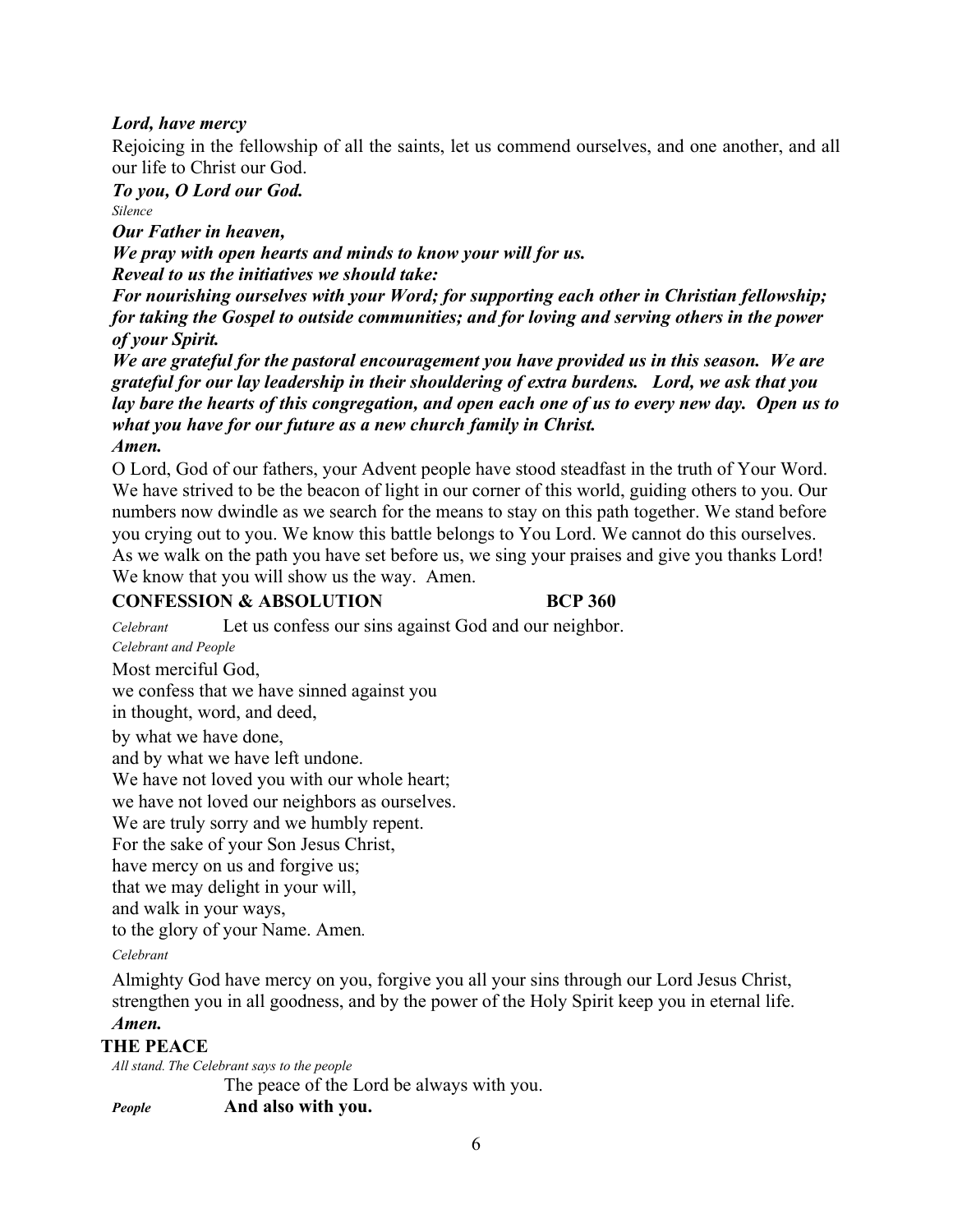***Lord, have mercy***

Rejoicing in the fellowship of all the saints, let us commend ourselves, and one another, and all our life to Christ our God.

***To you, O Lord our God.***

*Silence*

***Our Father in heaven,***

***We pray with open hearts and minds to know your will for us.***

***Reveal to us the initiatives we should take:***

***For nourishing ourselves with your Word; for supporting each other in Christian fellowship; for taking the Gospel to outside communities; and for loving and serving others in the power of your Spirit.***

***We are grateful for the pastoral encouragement you have provided us in this season. We are grateful for our lay leadership in their shouldering of extra burdens. Lord, we ask that you lay bare the hearts of this congregation, and open each one of us to every new day. Open us to what you have for our future as a new church family in Christ.***

***Amen.***

O Lord, God of our fathers, your Advent people have stood steadfast in the truth of Your Word. We have strived to be the beacon of light in our corner of this world, guiding others to you. Our numbers now dwindle as we search for the means to stay on this path together. We stand before you crying out to you. We know this battle belongs to You Lord. We cannot do this ourselves. As we walk on the path you have set before us, we sing your praises and give you thanks Lord! We know that you will show us the way. Amen.

**CONFESSION & ABSOLUTION BCP 360**

*Celebrant* Let us confess our sins against God and our neighbor.

*Celebrant and People*

Most merciful God,
we confess that we have sinned against you
in thought, word, and deed,
by what we have done,
and by what we have left undone.
We have not loved you with our whole heart;
we have not loved our neighbors as ourselves.
We are truly sorry and we humbly repent.
For the sake of your Son Jesus Christ,
have mercy on us and forgive us;
that we may delight in your will,
and walk in your ways,
to the glory of your Name. Amen*.*

*Celebrant*

Almighty God have mercy on you, forgive you all your sins through our Lord Jesus Christ, strengthen you in all goodness, and by the power of the Holy Spirit keep you in eternal life.

***Amen.***

**THE PEACE**

*All stand. The Celebrant says to the people*

The peace of the Lord be always with you.

*People* **And also with you.**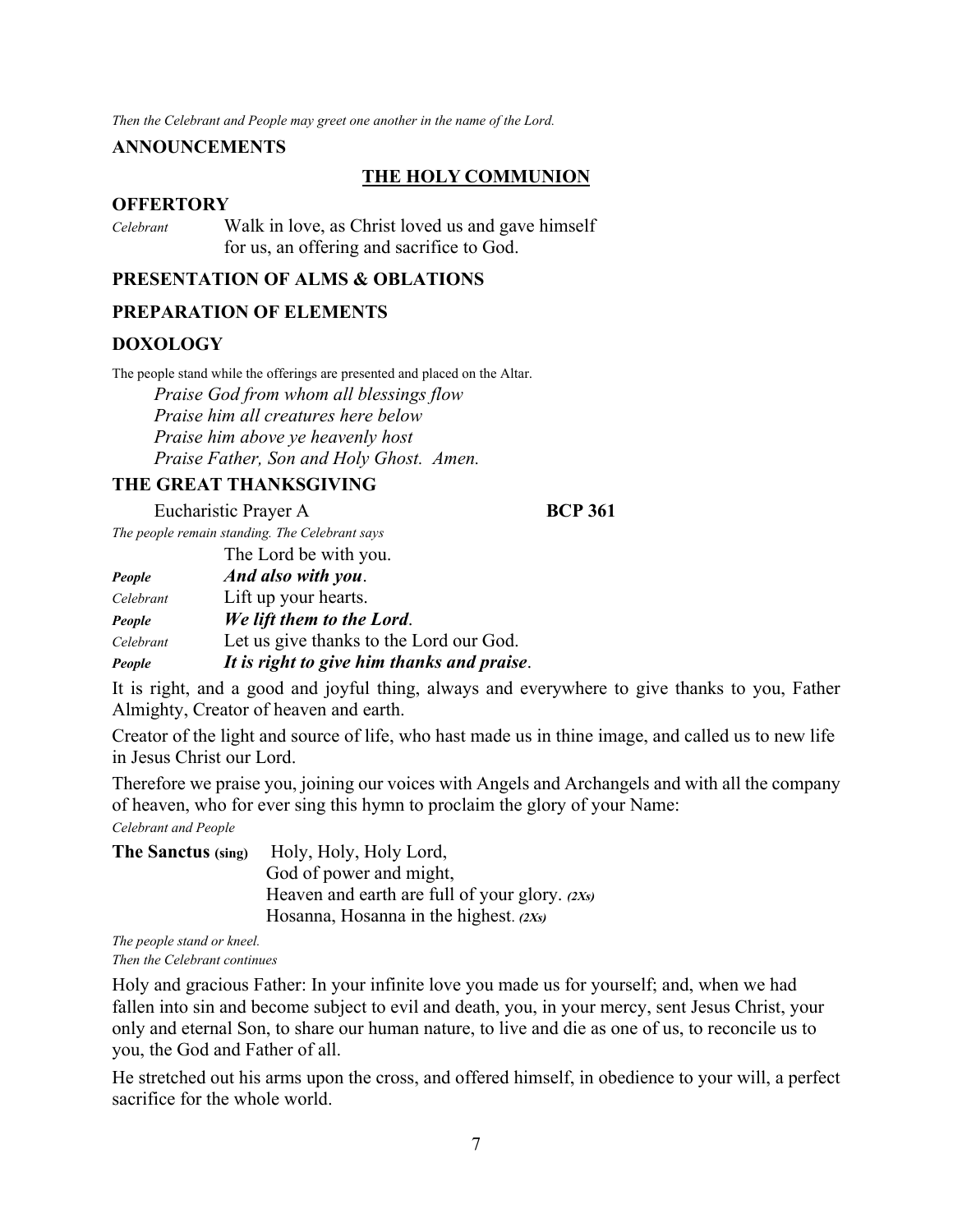*Then the Celebrant and People may greet one another in the name of the Lord.*

**ANNOUNCEMENTS**

## THE HOLY COMMUNION

### OFFERTORY

*Celebrant* Walk in love, as Christ loved us and gave himself for us, an offering and sacrifice to God.

### PRESENTATION OF ALMS & OBLATIONS

### PREPARATION OF ELEMENTS

### DOXOLOGY

The people stand while the offerings are presented and placed on the Altar.

*Praise God from whom all blessings flow*
*Praise him all creatures here below*
*Praise him above ye heavenly host*
*Praise Father, Son and Holy Ghost. Amen.*

### THE GREAT THANKSGIVING

Eucharistic Prayer A **BCP 361**

*The people remain standing. The Celebrant says*

The Lord be with you.
***People*** ***And also with you*.**
*Celebrant* Lift up your hearts.
***People*** ***We lift them to the Lord*.**
*Celebrant* Let us give thanks to the Lord our God.
***People*** ***It is right to give him thanks and praise*.**

It is right, and a good and joyful thing, always and everywhere to give thanks to you, Father Almighty, Creator of heaven and earth.

Creator of the light and source of life, who hast made us in thine image, and called us to new life in Jesus Christ our Lord.

Therefore we praise you, joining our voices with Angels and Archangels and with all the company of heaven, who for ever sing this hymn to proclaim the glory of your Name:

*Celebrant and People*

**The Sanctus (sing)** Holy, Holy, Holy Lord,
God of power and might,
Heaven and earth are full of your glory. ***(2Xs)***
Hosanna, Hosanna in the highest. ***(2Xs)***

*The people stand or kneel.*
*Then the Celebrant continues*

Holy and gracious Father: In your infinite love you made us for yourself; and, when we had fallen into sin and become subject to evil and death, you, in your mercy, sent Jesus Christ, your only and eternal Son, to share our human nature, to live and die as one of us, to reconcile us to you, the God and Father of all.

He stretched out his arms upon the cross, and offered himself, in obedience to your will, a perfect sacrifice for the whole world.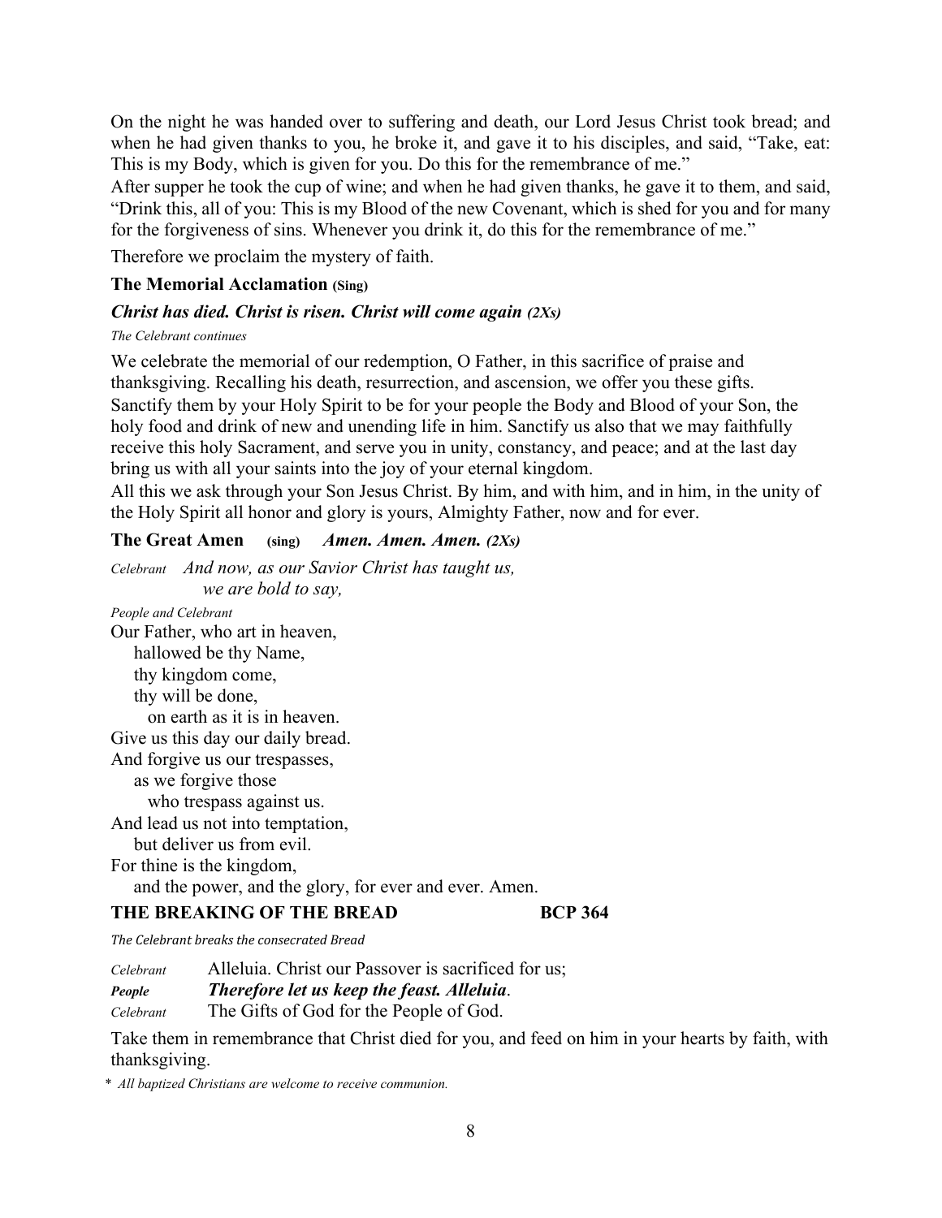On the night he was handed over to suffering and death, our Lord Jesus Christ took bread; and when he had given thanks to you, he broke it, and gave it to his disciples, and said, "Take, eat: This is my Body, which is given for you. Do this for the remembrance of me."

After supper he took the cup of wine; and when he had given thanks, he gave it to them, and said, "Drink this, all of you: This is my Blood of the new Covenant, which is shed for you and for many for the forgiveness of sins. Whenever you drink it, do this for the remembrance of me."

Therefore we proclaim the mystery of faith.

**The Memorial Acclamation (Sing)**

***Christ has died. Christ is risen. Christ will come again (2Xs)***

*The Celebrant continues*

We celebrate the memorial of our redemption, O Father, in this sacrifice of praise and thanksgiving. Recalling his death, resurrection, and ascension, we offer you these gifts. Sanctify them by your Holy Spirit to be for your people the Body and Blood of your Son, the holy food and drink of new and unending life in him. Sanctify us also that we may faithfully receive this holy Sacrament, and serve you in unity, constancy, and peace; and at the last day bring us with all your saints into the joy of your eternal kingdom.

All this we ask through your Son Jesus Christ. By him, and with him, and in him, in the unity of the Holy Spirit all honor and glory is yours, Almighty Father, now and for ever.

**The Great Amen (sing)** ***Amen. Amen. Amen. (2Xs)***

*Celebrant* *And now, as our Savior Christ has taught us,*
*we are bold to say,*

*People and Celebrant*

Our Father, who art in heaven,
hallowed be thy Name,
thy kingdom come,
thy will be done,
on earth as it is in heaven.
Give us this day our daily bread.
And forgive us our trespasses,
as we forgive those
who trespass against us.
And lead us not into temptation,
but deliver us from evil.
For thine is the kingdom,
and the power, and the glory, for ever and ever. Amen.

## THE BREAKING OF THE BREAD BCP 364

*The Celebrant breaks the consecrated Bread*

*Celebrant* Alleluia. Christ our Passover is sacrificed for us;
***People*** ***Therefore let us keep the feast. Alleluia.***
*Celebrant* The Gifts of God for the People of God.

Take them in remembrance that Christ died for you, and feed on him in your hearts by faith, with thanksgiving.

* *All baptized Christians are welcome to receive communion.*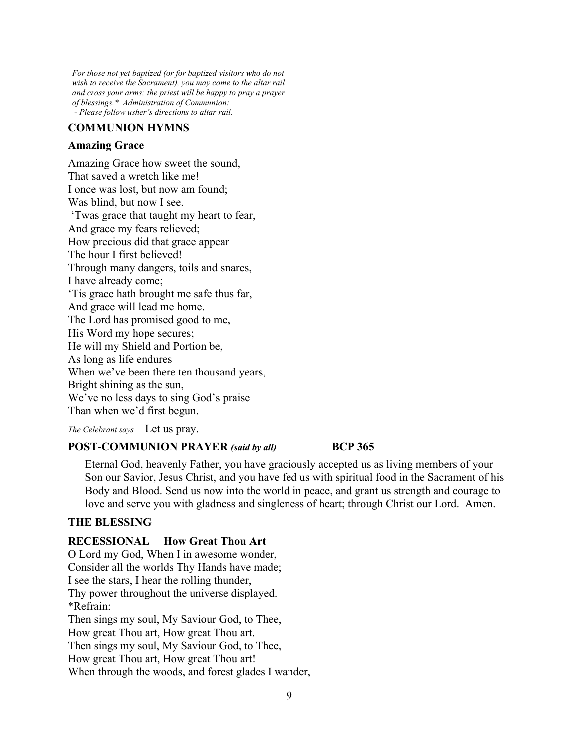*For those not yet baptized (or for baptized visitors who do not wish to receive the Sacrament), you may come to the altar rail and cross your arms; the priest will be happy to pray a prayer of blessings.\*  Administration of Communion:*
*- Please follow usher's directions to altar rail.*

**COMMUNION HYMNS**

**Amazing Grace**

Amazing Grace how sweet the sound,
That saved a wretch like me!
I once was lost, but now am found;
Was blind, but now I see.
'Twas grace that taught my heart to fear,
And grace my fears relieved;
How precious did that grace appear
The hour I first believed!
Through many dangers, toils and snares,
I have already come;
'Tis grace hath brought me safe thus far,
And grace will lead me home.
The Lord has promised good to me,
His Word my hope secures;
He will my Shield and Portion be,
As long as life endures
When we've been there ten thousand years,
Bright shining as the sun,
We've no less days to sing God's praise
Than when we'd first begun.

*The Celebrant says* Let us pray.

**POST-COMMUNION PRAYER** ***(said by all)*** **BCP 365**

Eternal God, heavenly Father, you have graciously accepted us as living members of your Son our Savior, Jesus Christ, and you have fed us with spiritual food in the Sacrament of his Body and Blood. Send us now into the world in peace, and grant us strength and courage to love and serve you with gladness and singleness of heart; through Christ our Lord. Amen.

**THE BLESSING**

**RECESSIONAL How Great Thou Art**

O Lord my God, When I in awesome wonder,
Consider all the worlds Thy Hands have made;
I see the stars, I hear the rolling thunder,
Thy power throughout the universe displayed.
*Refrain:
Then sings my soul, My Saviour God, to Thee,
How great Thou art, How great Thou art.
Then sings my soul, My Saviour God, to Thee,
How great Thou art, How great Thou art!
When through the woods, and forest glades I wander,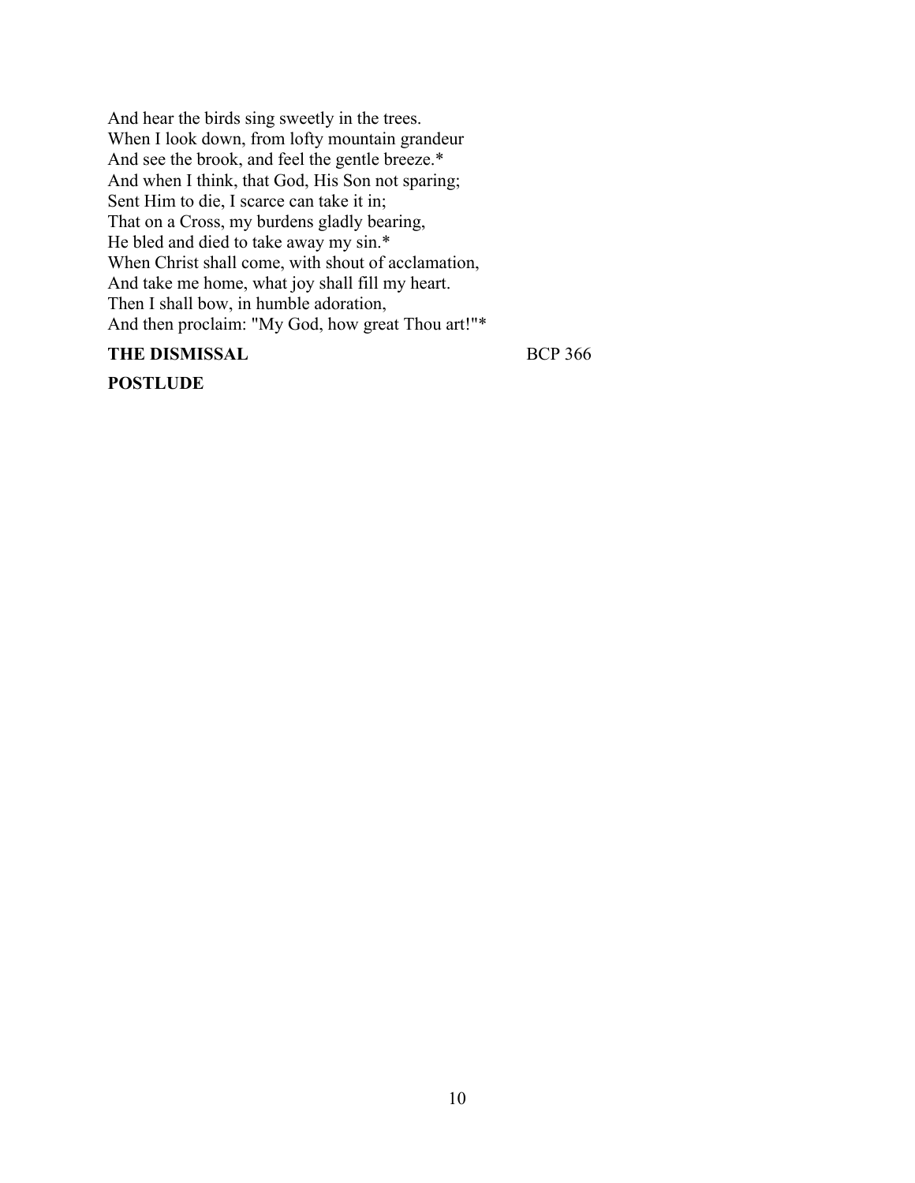And hear the birds sing sweetly in the trees.
When I look down, from lofty mountain grandeur
And see the brook, and feel the gentle breeze.*
And when I think, that God, His Son not sparing;
Sent Him to die, I scarce can take it in;
That on a Cross, my burdens gladly bearing,
He bled and died to take away my sin.*
When Christ shall come, with shout of acclamation,
And take me home, what joy shall fill my heart.
Then I shall bow, in humble adoration,
And then proclaim: "My God, how great Thou art!"*

**THE DISMISSAL** BCP 366

**POSTLUDE**